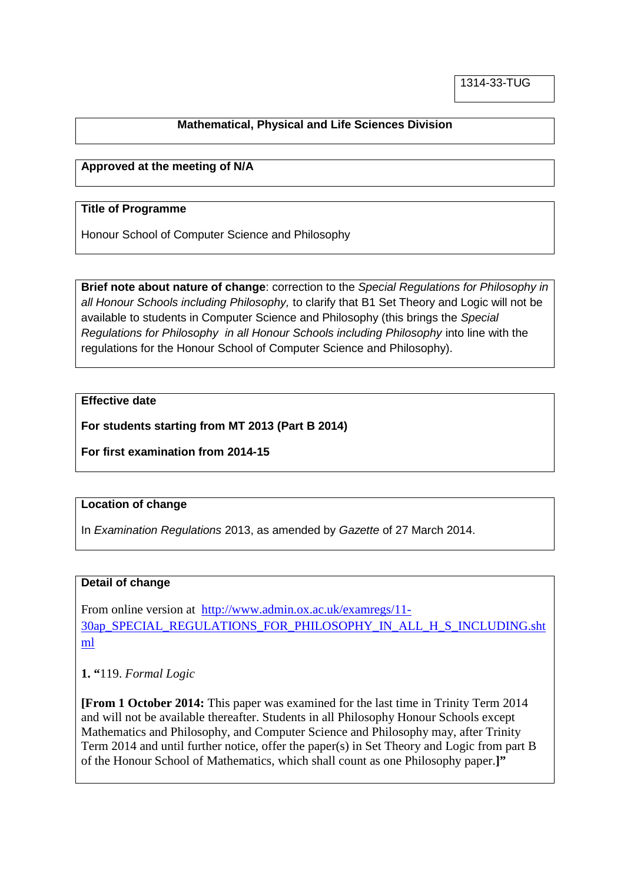1314-33-TUG

**Mathematical, Physical and Life Sciences Division**

**Approved at the meeting of N/A**

**Title of Programme**

Honour School of Computer Science and Philosophy

**Brief note about nature of change**: correction to the *Special Regulations for Philosophy in all Honour Schools including Philosophy,* to clarify that B1 Set Theory and Logic will not be available to students in Computer Science and Philosophy (this brings the *Special Regulations for Philosophy in all Honour Schools including Philosophy* into line with the regulations for the Honour School of Computer Science and Philosophy).

**Effective date**

**For students starting from MT 2013 (Part B 2014)**

**For first examination from 2014-15**

**Location of change**

In *Examination Regulations* 2013, as amended by *Gazette* of 27 March 2014.

**Detail of change**

From online version at [http://www.admin.ox.ac.uk/examregs/11-30ap_SPECIAL_REGULATIONS_FOR_PHILOSOPHY_IN_ALL_H_S_INCLUDING.shtml](http://www.admin.ox.ac.uk/examregs/11-30ap_SPECIAL_REGULATIONS_FOR_PHILOSOPHY_IN_ALL_H_S_INCLUDING.shtml)

**1. "**119. *Formal Logic*

**[From 1 October 2014:** This paper was examined for the last time in Trinity Term 2014 and will not be available thereafter. Students in all Philosophy Honour Schools except Mathematics and Philosophy, and Computer Science and Philosophy may, after Trinity Term 2014 and until further notice, offer the paper(s) in Set Theory and Logic from part B of the Honour School of Mathematics, which shall count as one Philosophy paper.**]"**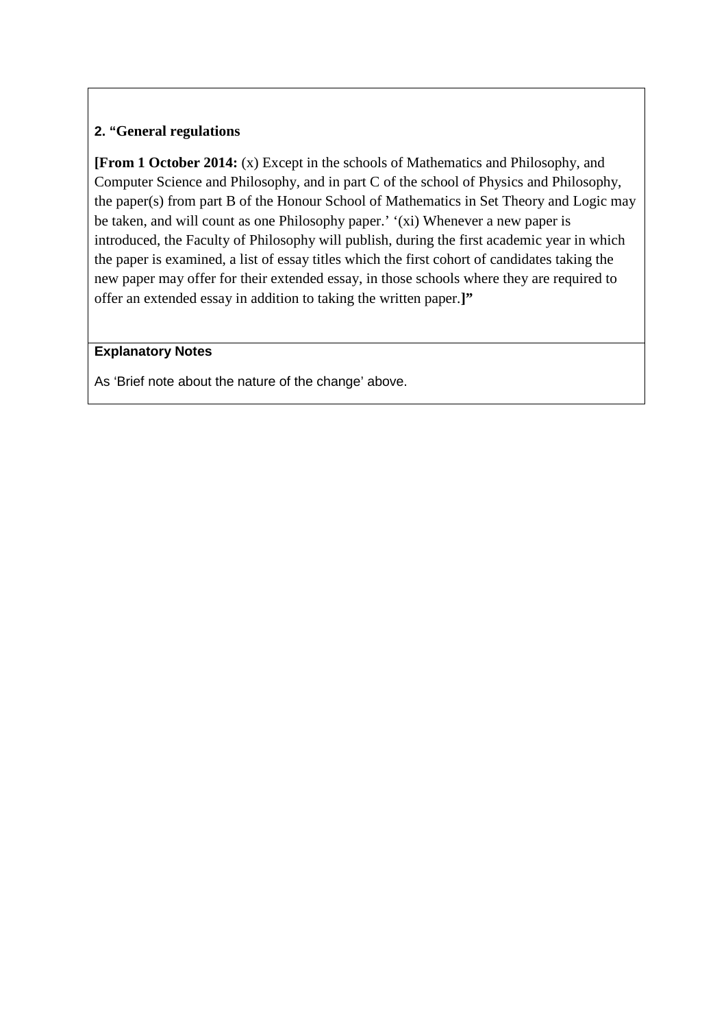**2. “General regulations**

**[From 1 October 2014:** (x) Except in the schools of Mathematics and Philosophy, and Computer Science and Philosophy, and in part C of the school of Physics and Philosophy, the paper(s) from part B of the Honour School of Mathematics in Set Theory and Logic may be taken, and will count as one Philosophy paper.’ ‘(xi) Whenever a new paper is introduced, the Faculty of Philosophy will publish, during the first academic year in which the paper is examined, a list of essay titles which the first cohort of candidates taking the new paper may offer for their extended essay, in those schools where they are required to offer an extended essay in addition to taking the written paper.**]”**

**Explanatory Notes**

As ‘Brief note about the nature of the change’ above.